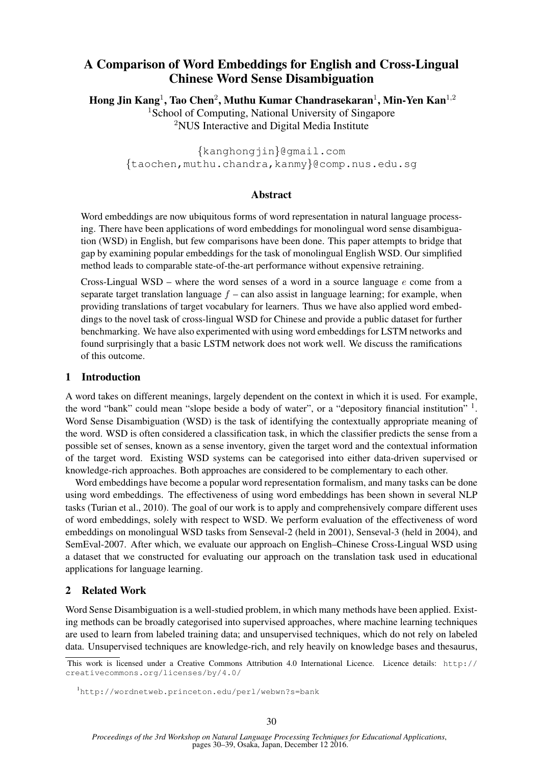# A Comparison of Word Embeddings for English and Cross-Lingual Chinese Word Sense Disambiguation

**Hong Jin Kang**[1], **Tao Chen**[2], **Muthu Kumar Chandrasekaran**[1], **Min-Yen Kan**[1,2]

[1]School of Computing, National University of Singapore
[2]NUS Interactive and Digital Media Institute

{kanghongjin}@gmail.com
{taochen,muthu.chandra,kanmy}@comp.nus.edu.sg

## Abstract

Word embeddings are now ubiquitous forms of word representation in natural language processing. There have been applications of word embeddings for monolingual word sense disambiguation (WSD) in English, but few comparisons have been done. This paper attempts to bridge that gap by examining popular embeddings for the task of monolingual English WSD. Our simplified method leads to comparable state-of-the-art performance without expensive retraining.

Cross-Lingual WSD – where the word senses of a word in a source language $e$ come from a separate target translation language $f$ – can also assist in language learning; for example, when providing translations of target vocabulary for learners. Thus we have also applied word embeddings to the novel task of cross-lingual WSD for Chinese and provide a public dataset for further benchmarking. We have also experimented with using word embeddings for LSTM networks and found surprisingly that a basic LSTM network does not work well. We discuss the ramifications of this outcome.

## 1 Introduction

A word takes on different meanings, largely dependent on the context in which it is used. For example, the word "bank" could mean "slope beside a body of water", or a "depository financial institution" [1]. Word Sense Disambiguation (WSD) is the task of identifying the contextually appropriate meaning of the word. WSD is often considered a classification task, in which the classifier predicts the sense from a possible set of senses, known as a sense inventory, given the target word and the contextual information of the target word. Existing WSD systems can be categorised into either data-driven supervised or knowledge-rich approaches. Both approaches are considered to be complementary to each other.

Word embeddings have become a popular word representation formalism, and many tasks can be done using word embeddings. The effectiveness of using word embeddings has been shown in several NLP tasks (Turian et al., 2010). The goal of our work is to apply and comprehensively compare different uses of word embeddings, solely with respect to WSD. We perform evaluation of the effectiveness of word embeddings on monolingual WSD tasks from Senseval-2 (held in 2001), Senseval-3 (held in 2004), and SemEval-2007. After which, we evaluate our approach on English–Chinese Cross-Lingual WSD using a dataset that we constructed for evaluating our approach on the translation task used in educational applications for language learning.

## 2 Related Work

Word Sense Disambiguation is a well-studied problem, in which many methods have been applied. Existing methods can be broadly categorised into supervised approaches, where machine learning techniques are used to learn from labeled training data; and unsupervised techniques, which do not rely on labeled data. Unsupervised techniques are knowledge-rich, and rely heavily on knowledge bases and thesaurus,

This work is licensed under a Creative Commons Attribution 4.0 International Licence. Licence details: http://creativecommons.org/licenses/by/4.0/

[1]http://wordnetweb.princeton.edu/perl/webwn?s=bank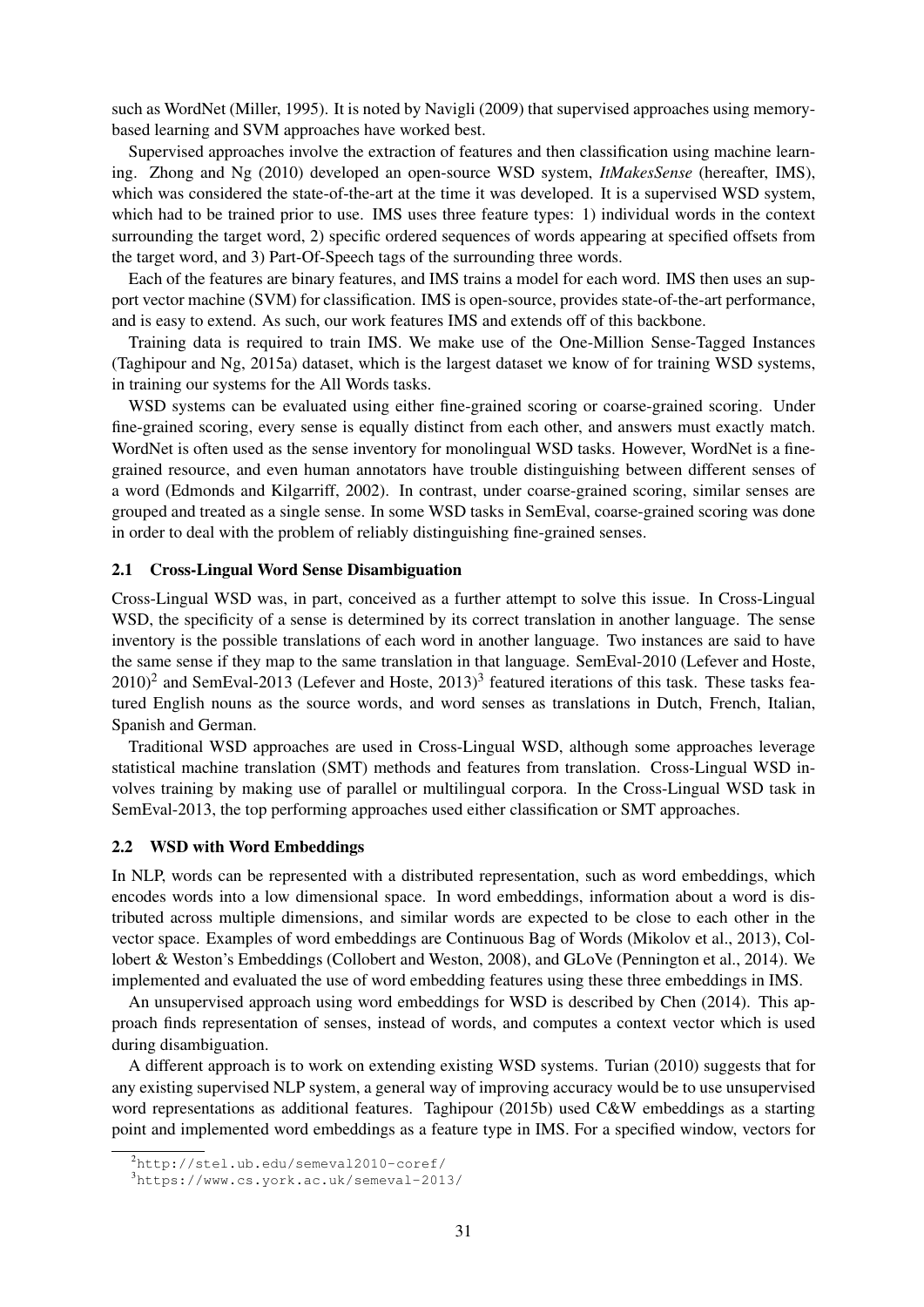such as WordNet (Miller, 1995). It is noted by Navigli (2009) that supervised approaches using memory-based learning and SVM approaches have worked best.

Supervised approaches involve the extraction of features and then classification using machine learning. Zhong and Ng (2010) developed an open-source WSD system, *ItMakesSense* (hereafter, IMS), which was considered the state-of-the-art at the time it was developed. It is a supervised WSD system, which had to be trained prior to use. IMS uses three feature types: 1) individual words in the context surrounding the target word, 2) specific ordered sequences of words appearing at specified offsets from the target word, and 3) Part-Of-Speech tags of the surrounding three words.

Each of the features are binary features, and IMS trains a model for each word. IMS then uses an support vector machine (SVM) for classification. IMS is open-source, provides state-of-the-art performance, and is easy to extend. As such, our work features IMS and extends off of this backbone.

Training data is required to train IMS. We make use of the One-Million Sense-Tagged Instances (Taghipour and Ng, 2015a) dataset, which is the largest dataset we know of for training WSD systems, in training our systems for the All Words tasks.

WSD systems can be evaluated using either fine-grained scoring or coarse-grained scoring. Under fine-grained scoring, every sense is equally distinct from each other, and answers must exactly match. WordNet is often used as the sense inventory for monolingual WSD tasks. However, WordNet is a fine-grained resource, and even human annotators have trouble distinguishing between different senses of a word (Edmonds and Kilgarriff, 2002). In contrast, under coarse-grained scoring, similar senses are grouped and treated as a single sense. In some WSD tasks in SemEval, coarse-grained scoring was done in order to deal with the problem of reliably distinguishing fine-grained senses.

### 2.1 Cross-Lingual Word Sense Disambiguation

Cross-Lingual WSD was, in part, conceived as a further attempt to solve this issue. In Cross-Lingual WSD, the specificity of a sense is determined by its correct translation in another language. The sense inventory is the possible translations of each word in another language. Two instances are said to have the same sense if they map to the same translation in that language. SemEval-2010 (Lefever and Hoste, 2010)[2] and SemEval-2013 (Lefever and Hoste, 2013)[3] featured iterations of this task. These tasks featured English nouns as the source words, and word senses as translations in Dutch, French, Italian, Spanish and German.

Traditional WSD approaches are used in Cross-Lingual WSD, although some approaches leverage statistical machine translation (SMT) methods and features from translation. Cross-Lingual WSD involves training by making use of parallel or multilingual corpora. In the Cross-Lingual WSD task in SemEval-2013, the top performing approaches used either classification or SMT approaches.

### 2.2 WSD with Word Embeddings

In NLP, words can be represented with a distributed representation, such as word embeddings, which encodes words into a low dimensional space. In word embeddings, information about a word is distributed across multiple dimensions, and similar words are expected to be close to each other in the vector space. Examples of word embeddings are Continuous Bag of Words (Mikolov et al., 2013), Collobert & Weston's Embeddings (Collobert and Weston, 2008), and GLoVe (Pennington et al., 2014). We implemented and evaluated the use of word embedding features using these three embeddings in IMS.

An unsupervised approach using word embeddings for WSD is described by Chen (2014). This approach finds representation of senses, instead of words, and computes a context vector which is used during disambiguation.

A different approach is to work on extending existing WSD systems. Turian (2010) suggests that for any existing supervised NLP system, a general way of improving accuracy would be to use unsupervised word representations as additional features. Taghipour (2015b) used C&W embeddings as a starting point and implemented word embeddings as a feature type in IMS. For a specified window, vectors for

[2] http://stel.ub.edu/semeval2010-coref/

[3] https://www.cs.york.ac.uk/semeval-2013/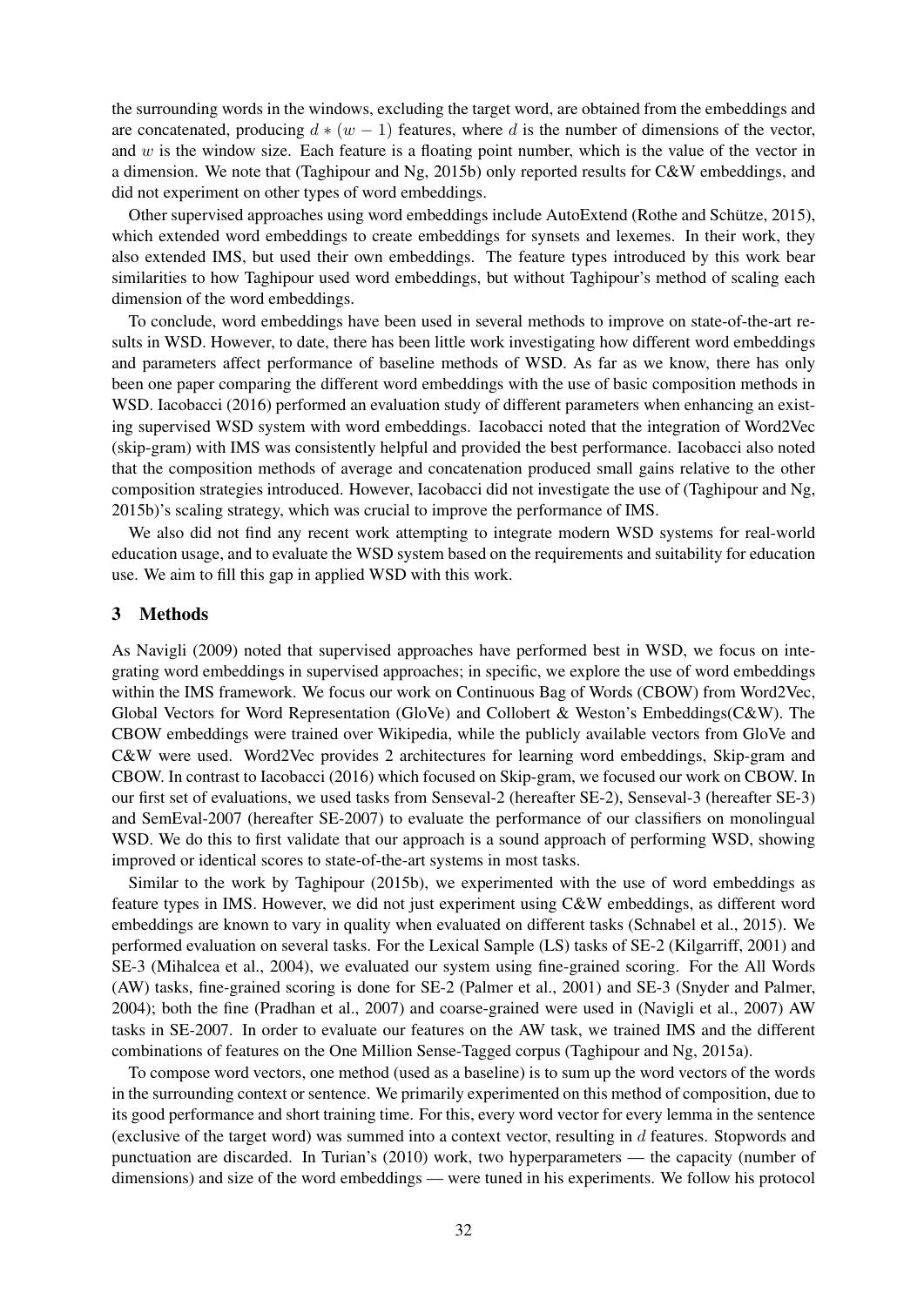the surrounding words in the windows, excluding the target word, are obtained from the embeddings and are concatenated, producing $d * (w - 1)$ features, where $d$ is the number of dimensions of the vector, and $w$ is the window size. Each feature is a floating point number, which is the value of the vector in a dimension. We note that (Taghipour and Ng, 2015b) only reported results for C&W embeddings, and did not experiment on other types of word embeddings.

Other supervised approaches using word embeddings include AutoExtend (Rothe and Schütze, 2015), which extended word embeddings to create embeddings for synsets and lexemes. In their work, they also extended IMS, but used their own embeddings. The feature types introduced by this work bear similarities to how Taghipour used word embeddings, but without Taghipour's method of scaling each dimension of the word embeddings.

To conclude, word embeddings have been used in several methods to improve on state-of-the-art results in WSD. However, to date, there has been little work investigating how different word embeddings and parameters affect performance of baseline methods of WSD. As far as we know, there has only been one paper comparing the different word embeddings with the use of basic composition methods in WSD. Iacobacci (2016) performed an evaluation study of different parameters when enhancing an existing supervised WSD system with word embeddings. Iacobacci noted that the integration of Word2Vec (skip-gram) with IMS was consistently helpful and provided the best performance. Iacobacci also noted that the composition methods of average and concatenation produced small gains relative to the other composition strategies introduced. However, Iacobacci did not investigate the use of (Taghipour and Ng, 2015b)'s scaling strategy, which was crucial to improve the performance of IMS.

We also did not find any recent work attempting to integrate modern WSD systems for real-world education usage, and to evaluate the WSD system based on the requirements and suitability for education use. We aim to fill this gap in applied WSD with this work.

## 3 Methods

As Navigli (2009) noted that supervised approaches have performed best in WSD, we focus on integrating word embeddings in supervised approaches; in specific, we explore the use of word embeddings within the IMS framework. We focus our work on Continuous Bag of Words (CBOW) from Word2Vec, Global Vectors for Word Representation (GloVe) and Collobert & Weston's Embeddings(C&W). The CBOW embeddings were trained over Wikipedia, while the publicly available vectors from GloVe and C&W were used. Word2Vec provides 2 architectures for learning word embeddings, Skip-gram and CBOW. In contrast to Iacobacci (2016) which focused on Skip-gram, we focused our work on CBOW. In our first set of evaluations, we used tasks from Senseval-2 (hereafter SE-2), Senseval-3 (hereafter SE-3) and SemEval-2007 (hereafter SE-2007) to evaluate the performance of our classifiers on monolingual WSD. We do this to first validate that our approach is a sound approach of performing WSD, showing improved or identical scores to state-of-the-art systems in most tasks.

Similar to the work by Taghipour (2015b), we experimented with the use of word embeddings as feature types in IMS. However, we did not just experiment using C&W embeddings, as different word embeddings are known to vary in quality when evaluated on different tasks (Schnabel et al., 2015). We performed evaluation on several tasks. For the Lexical Sample (LS) tasks of SE-2 (Kilgarriff, 2001) and SE-3 (Mihalcea et al., 2004), we evaluated our system using fine-grained scoring. For the All Words (AW) tasks, fine-grained scoring is done for SE-2 (Palmer et al., 2001) and SE-3 (Snyder and Palmer, 2004); both the fine (Pradhan et al., 2007) and coarse-grained were used in (Navigli et al., 2007) AW tasks in SE-2007. In order to evaluate our features on the AW task, we trained IMS and the different combinations of features on the One Million Sense-Tagged corpus (Taghipour and Ng, 2015a).

To compose word vectors, one method (used as a baseline) is to sum up the word vectors of the words in the surrounding context or sentence. We primarily experimented on this method of composition, due to its good performance and short training time. For this, every word vector for every lemma in the sentence (exclusive of the target word) was summed into a context vector, resulting in $d$ features. Stopwords and punctuation are discarded. In Turian's (2010) work, two hyperparameters — the capacity (number of dimensions) and size of the word embeddings — were tuned in his experiments. We follow his protocol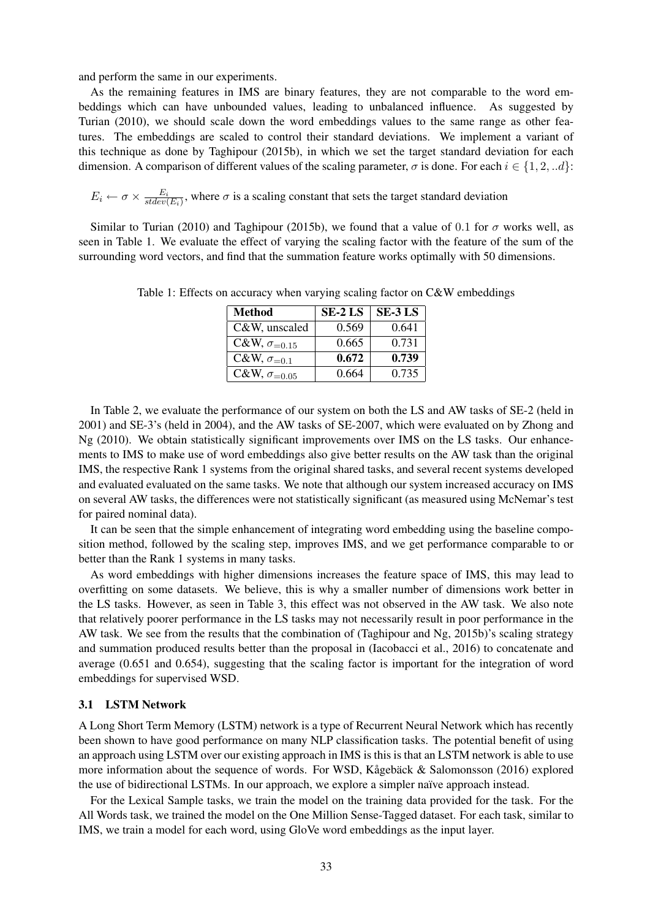and perform the same in our experiments.

As the remaining features in IMS are binary features, they are not comparable to the word embeddings which can have unbounded values, leading to unbalanced influence. As suggested by Turian (2010), we should scale down the word embeddings values to the same range as other features. The embeddings are scaled to control their standard deviations. We implement a variant of this technique as done by Taghipour (2015b), in which we set the target standard deviation for each dimension. A comparison of different values of the scaling parameter, $\sigma$ is done. For each $i \in \{1, 2, ..d\}$:

$E_i \leftarrow \sigma \times \frac{E_i}{stdev(E_i)}$, where $\sigma$ is a scaling constant that sets the target standard deviation

Similar to Turian (2010) and Taghipour (2015b), we found that a value of $0.1$ for $\sigma$ works well, as seen in Table 1. We evaluate the effect of varying the scaling factor with the feature of the sum of the surrounding word vectors, and find that the summation feature works optimally with 50 dimensions.

Table 1: Effects on accuracy when varying scaling factor on C&W embeddings

| **Method** | **SE-2 LS** | **SE-3 LS** |
|---|---|---|
| C&W, unscaled | 0.569 | 0.641 |
| C&W, $\sigma_{=0.15}$ | 0.665 | 0.731 |
| C&W, $\sigma_{=0.1}$ | **0.672** | **0.739** |
| C&W, $\sigma_{=0.05}$ | 0.664 | 0.735 |

In Table 2, we evaluate the performance of our system on both the LS and AW tasks of SE-2 (held in 2001) and SE-3's (held in 2004), and the AW tasks of SE-2007, which were evaluated on by Zhong and Ng (2010). We obtain statistically significant improvements over IMS on the LS tasks. Our enhancements to IMS to make use of word embeddings also give better results on the AW task than the original IMS, the respective Rank 1 systems from the original shared tasks, and several recent systems developed and evaluated evaluated on the same tasks. We note that although our system increased accuracy on IMS on several AW tasks, the differences were not statistically significant (as measured using McNemar's test for paired nominal data).

It can be seen that the simple enhancement of integrating word embedding using the baseline composition method, followed by the scaling step, improves IMS, and we get performance comparable to or better than the Rank 1 systems in many tasks.

As word embeddings with higher dimensions increases the feature space of IMS, this may lead to overfitting on some datasets. We believe, this is why a smaller number of dimensions work better in the LS tasks. However, as seen in Table 3, this effect was not observed in the AW task. We also note that relatively poorer performance in the LS tasks may not necessarily result in poor performance in the AW task. We see from the results that the combination of (Taghipour and Ng, 2015b)'s scaling strategy and summation produced results better than the proposal in (Iacobacci et al., 2016) to concatenate and average (0.651 and 0.654), suggesting that the scaling factor is important for the integration of word embeddings for supervised WSD.

### 3.1 LSTM Network

A Long Short Term Memory (LSTM) network is a type of Recurrent Neural Network which has recently been shown to have good performance on many NLP classification tasks. The potential benefit of using an approach using LSTM over our existing approach in IMS is this is that an LSTM network is able to use more information about the sequence of words. For WSD, Kågebäck & Salomonsson (2016) explored the use of bidirectional LSTMs. In our approach, we explore a simpler naïve approach instead.

For the Lexical Sample tasks, we train the model on the training data provided for the task. For the All Words task, we trained the model on the One Million Sense-Tagged dataset. For each task, similar to IMS, we train a model for each word, using GloVe word embeddings as the input layer.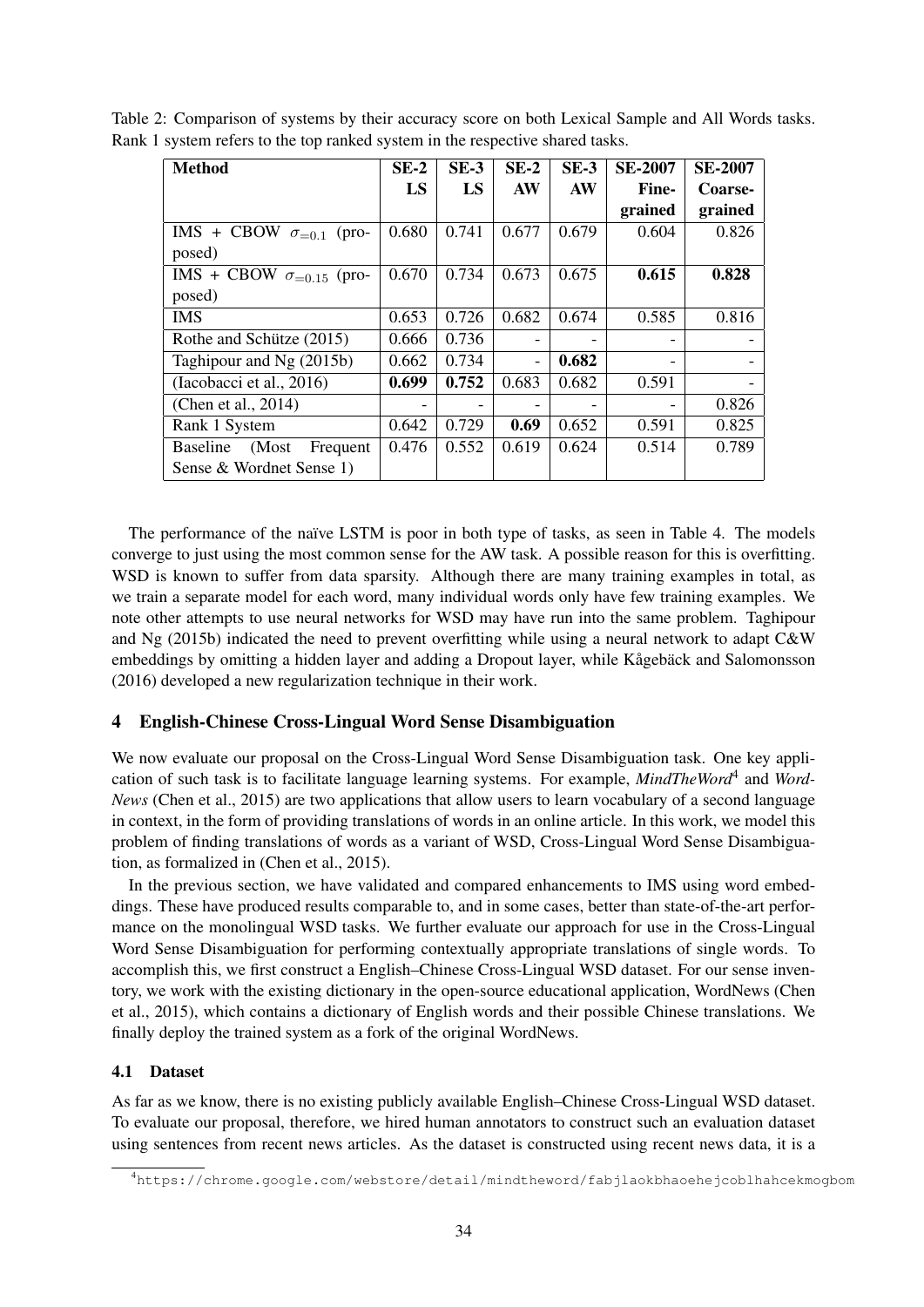Table 2: Comparison of systems by their accuracy score on both Lexical Sample and All Words tasks. Rank 1 system refers to the top ranked system in the respective shared tasks.

| Method | SE-2 LS | SE-3 LS | SE-2 AW | SE-3 AW | SE-2007 Fine-grained | SE-2007 Coarse-grained |
|---|---|---|---|---|---|---|
| IMS + CBOW $\sigma_{=0.1}$ (proposed) | 0.680 | 0.741 | 0.677 | 0.679 | 0.604 | 0.826 |
| IMS + CBOW $\sigma_{=0.15}$ (proposed) | 0.670 | 0.734 | 0.673 | 0.675 | **0.615** | **0.828** |
| IMS | 0.653 | 0.726 | 0.682 | 0.674 | 0.585 | 0.816 |
| Rothe and Schütze (2015) | 0.666 | 0.736 | - | - | - | - |
| Taghipour and Ng (2015b) | 0.662 | 0.734 | - | **0.682** | - | - |
| (Iacobacci et al., 2016) | **0.699** | **0.752** | 0.683 | 0.682 | 0.591 | - |
| (Chen et al., 2014) | - | - | - | - | - | 0.826 |
| Rank 1 System | 0.642 | 0.729 | **0.69** | 0.652 | 0.591 | 0.825 |
| Baseline (Most Frequent Sense & Wordnet Sense 1) | 0.476 | 0.552 | 0.619 | 0.624 | 0.514 | 0.789 |

The performance of the naïve LSTM is poor in both type of tasks, as seen in Table 4. The models converge to just using the most common sense for the AW task. A possible reason for this is overfitting. WSD is known to suffer from data sparsity. Although there are many training examples in total, as we train a separate model for each word, many individual words only have few training examples. We note other attempts to use neural networks for WSD may have run into the same problem. Taghipour and Ng (2015b) indicated the need to prevent overfitting while using a neural network to adapt C&W embeddings by omitting a hidden layer and adding a Dropout layer, while Kågebäck and Salomonsson (2016) developed a new regularization technique in their work.

## 4 English-Chinese Cross-Lingual Word Sense Disambiguation

We now evaluate our proposal on the Cross-Lingual Word Sense Disambiguation task. One key application of such task is to facilitate language learning systems. For example, *MindTheWord*[4] and *WordNews* (Chen et al., 2015) are two applications that allow users to learn vocabulary of a second language in context, in the form of providing translations of words in an online article. In this work, we model this problem of finding translations of words as a variant of WSD, Cross-Lingual Word Sense Disambiguation, as formalized in (Chen et al., 2015).

In the previous section, we have validated and compared enhancements to IMS using word embeddings. These have produced results comparable to, and in some cases, better than state-of-the-art performance on the monolingual WSD tasks. We further evaluate our approach for use in the Cross-Lingual Word Sense Disambiguation for performing contextually appropriate translations of single words. To accomplish this, we first construct a English–Chinese Cross-Lingual WSD dataset. For our sense inventory, we work with the existing dictionary in the open-source educational application, WordNews (Chen et al., 2015), which contains a dictionary of English words and their possible Chinese translations. We finally deploy the trained system as a fork of the original WordNews.

### 4.1 Dataset

As far as we know, there is no existing publicly available English–Chinese Cross-Lingual WSD dataset. To evaluate our proposal, therefore, we hired human annotators to construct such an evaluation dataset using sentences from recent news articles. As the dataset is constructed using recent news data, it is a

[4] https://chrome.google.com/webstore/detail/mindtheword/fabjlaokbhaoehejcoblhahcekmogbom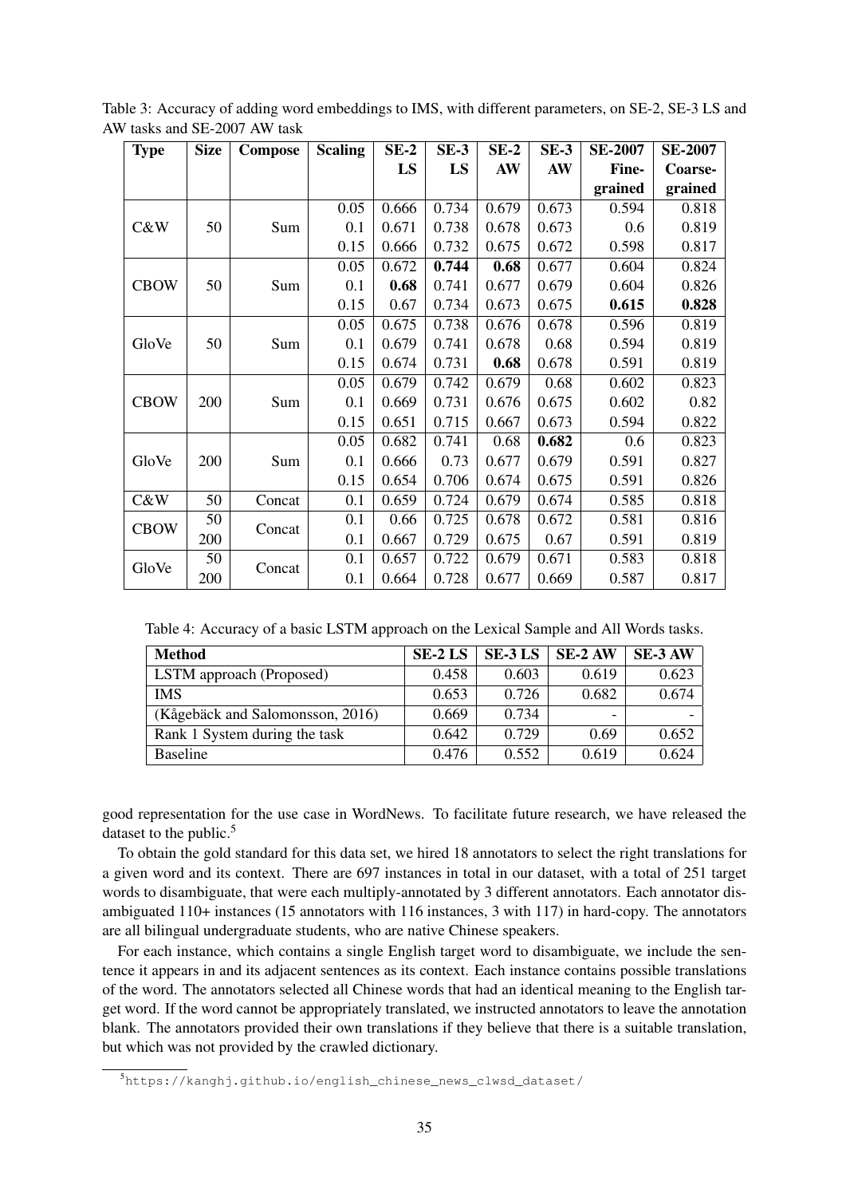Table 3: Accuracy of adding word embeddings to IMS, with different parameters, on SE-2, SE-3 LS and AW tasks and SE-2007 AW task

| Type | Size | Compose | Scaling | SE-2 LS | SE-3 LS | SE-2 AW | SE-3 AW | SE-2007 Fine-grained | SE-2007 Coarse-grained |
|---|---|---|---|---|---|---|---|---|---|
| C&W | 50 | Sum | 0.05 | 0.666 | 0.734 | 0.679 | 0.673 | 0.594 | 0.818 |
| | | | 0.1 | 0.671 | 0.738 | 0.678 | 0.673 | 0.6 | 0.819 |
| | | | 0.15 | 0.666 | 0.732 | 0.675 | 0.672 | 0.598 | 0.817 |
| CBOW | 50 | Sum | 0.05 | 0.672 | **0.744** | **0.68** | 0.677 | 0.604 | 0.824 |
| | | | 0.1 | **0.68** | 0.741 | 0.677 | 0.679 | 0.604 | 0.826 |
| | | | 0.15 | 0.67 | 0.734 | 0.673 | 0.675 | **0.615** | **0.828** |
| GloVe | 50 | Sum | 0.05 | 0.675 | 0.738 | 0.676 | 0.678 | 0.596 | 0.819 |
| | | | 0.1 | 0.679 | 0.741 | 0.678 | 0.68 | 0.594 | 0.819 |
| | | | 0.15 | 0.674 | 0.731 | **0.68** | 0.678 | 0.591 | 0.819 |
| CBOW | 200 | Sum | 0.05 | 0.679 | 0.742 | 0.679 | 0.68 | 0.602 | 0.823 |
| | | | 0.1 | 0.669 | 0.731 | 0.676 | 0.675 | 0.602 | 0.82 |
| | | | 0.15 | 0.651 | 0.715 | 0.667 | 0.673 | 0.594 | 0.822 |
| GloVe | 200 | Sum | 0.05 | 0.682 | 0.741 | 0.68 | **0.682** | 0.6 | 0.823 |
| | | | 0.1 | 0.666 | 0.73 | 0.677 | 0.679 | 0.591 | 0.827 |
| | | | 0.15 | 0.654 | 0.706 | 0.674 | 0.675 | 0.591 | 0.826 |
| C&W | 50 | Concat | 0.1 | 0.659 | 0.724 | 0.679 | 0.674 | 0.585 | 0.818 |
| CBOW | 50 | Concat | 0.1 | 0.66 | 0.725 | 0.678 | 0.672 | 0.581 | 0.816 |
| | 200 | | 0.1 | 0.667 | 0.729 | 0.675 | 0.67 | 0.591 | 0.819 |
| GloVe | 50 | Concat | 0.1 | 0.657 | 0.722 | 0.679 | 0.671 | 0.583 | 0.818 |
| | 200 | | 0.1 | 0.664 | 0.728 | 0.677 | 0.669 | 0.587 | 0.817 |

Table 4: Accuracy of a basic LSTM approach on the Lexical Sample and All Words tasks.

| Method | SE-2 LS | SE-3 LS | SE-2 AW | SE-3 AW |
|---|---|---|---|---|
| LSTM approach (Proposed) | 0.458 | 0.603 | 0.619 | 0.623 |
| IMS | 0.653 | 0.726 | 0.682 | 0.674 |
| (Kågebäck and Salomonsson, 2016) | 0.669 | 0.734 | - | - |
| Rank 1 System during the task | 0.642 | 0.729 | 0.69 | 0.652 |
| Baseline | 0.476 | 0.552 | 0.619 | 0.624 |

good representation for the use case in WordNews. To facilitate future research, we have released the dataset to the public.[5]

To obtain the gold standard for this data set, we hired 18 annotators to select the right translations for a given word and its context. There are 697 instances in total in our dataset, with a total of 251 target words to disambiguate, that were each multiply-annotated by 3 different annotators. Each annotator disambiguated 110+ instances (15 annotators with 116 instances, 3 with 117) in hard-copy. The annotators are all bilingual undergraduate students, who are native Chinese speakers.

For each instance, which contains a single English target word to disambiguate, we include the sentence it appears in and its adjacent sentences as its context. Each instance contains possible translations of the word. The annotators selected all Chinese words that had an identical meaning to the English target word. If the word cannot be appropriately translated, we instructed annotators to leave the annotation blank. The annotators provided their own translations if they believe that there is a suitable translation, but which was not provided by the crawled dictionary.

[5] https://kanghj.github.io/english_chinese_news_clwsd_dataset/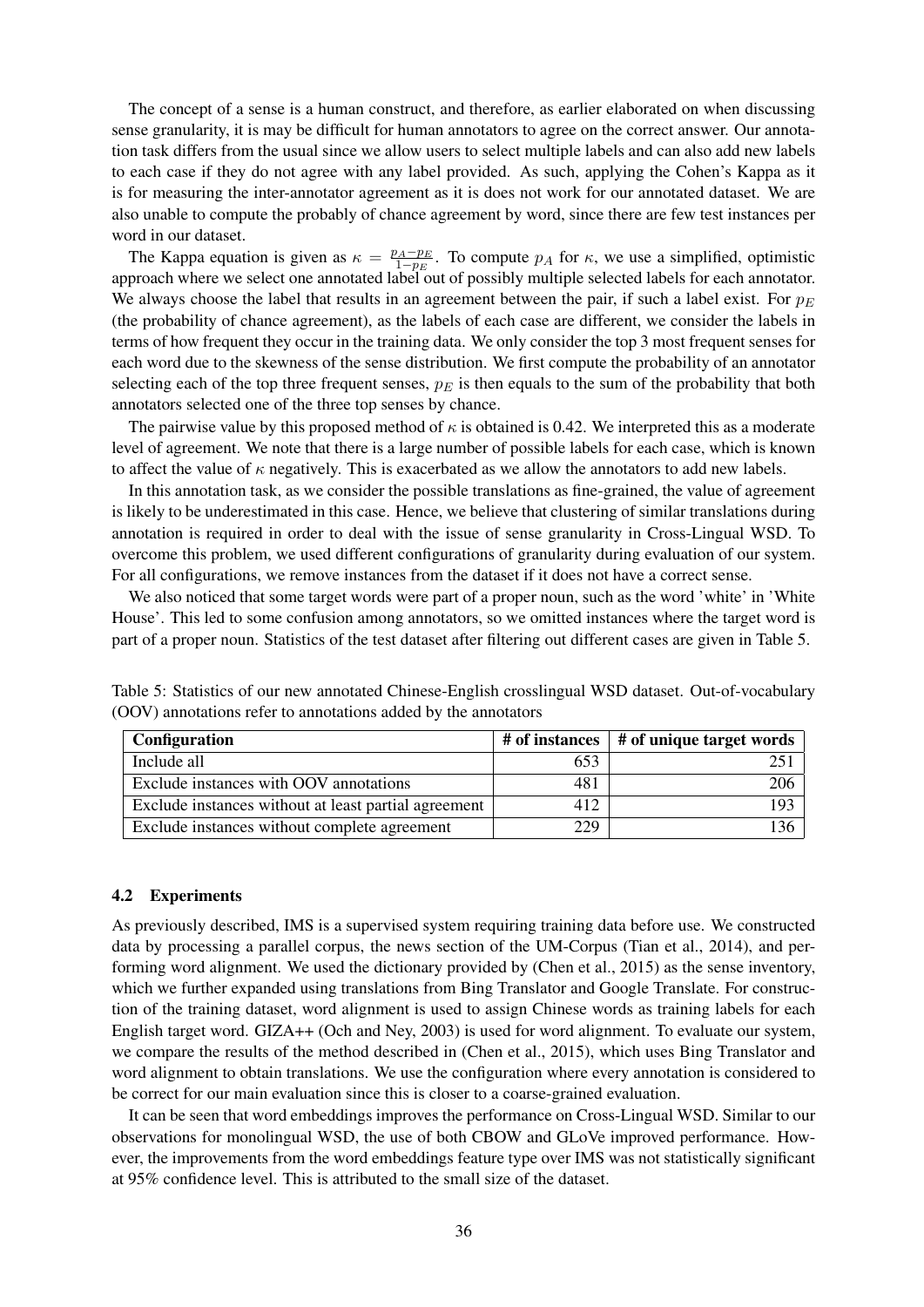The concept of a sense is a human construct, and therefore, as earlier elaborated on when discussing sense granularity, it is may be difficult for human annotators to agree on the correct answer. Our annotation task differs from the usual since we allow users to select multiple labels and can also add new labels to each case if they do not agree with any label provided. As such, applying the Cohen's Kappa as it is for measuring the inter-annotator agreement as it is does not work for our annotated dataset. We are also unable to compute the probably of chance agreement by word, since there are few test instances per word in our dataset.

The Kappa equation is given as $\kappa = \frac{p_A - p_E}{1 - p_E}$. To compute $p_A$ for $\kappa$, we use a simplified, optimistic approach where we select one annotated label out of possibly multiple selected labels for each annotator. We always choose the label that results in an agreement between the pair, if such a label exist. For $p_E$ (the probability of chance agreement), as the labels of each case are different, we consider the labels in terms of how frequent they occur in the training data. We only consider the top 3 most frequent senses for each word due to the skewness of the sense distribution. We first compute the probability of an annotator selecting each of the top three frequent senses, $p_E$ is then equals to the sum of the probability that both annotators selected one of the three top senses by chance.

The pairwise value by this proposed method of $\kappa$ is obtained is 0.42. We interpreted this as a moderate level of agreement. We note that there is a large number of possible labels for each case, which is known to affect the value of $\kappa$ negatively. This is exacerbated as we allow the annotators to add new labels.

In this annotation task, as we consider the possible translations as fine-grained, the value of agreement is likely to be underestimated in this case. Hence, we believe that clustering of similar translations during annotation is required in order to deal with the issue of sense granularity in Cross-Lingual WSD. To overcome this problem, we used different configurations of granularity during evaluation of our system. For all configurations, we remove instances from the dataset if it does not have a correct sense.

We also noticed that some target words were part of a proper noun, such as the word 'white' in 'White House'. This led to some confusion among annotators, so we omitted instances where the target word is part of a proper noun. Statistics of the test dataset after filtering out different cases are given in Table 5.

Table 5: Statistics of our new annotated Chinese-English crosslingual WSD dataset. Out-of-vocabulary (OOV) annotations refer to annotations added by the annotators

| Configuration | # of instances | # of unique target words |
|---|---|---|
| Include all | 653 | 251 |
| Exclude instances with OOV annotations | 481 | 206 |
| Exclude instances without at least partial agreement | 412 | 193 |
| Exclude instances without complete agreement | 229 | 136 |

### 4.2 Experiments

As previously described, IMS is a supervised system requiring training data before use. We constructed data by processing a parallel corpus, the news section of the UM-Corpus (Tian et al., 2014), and performing word alignment. We used the dictionary provided by (Chen et al., 2015) as the sense inventory, which we further expanded using translations from Bing Translator and Google Translate. For construction of the training dataset, word alignment is used to assign Chinese words as training labels for each English target word. GIZA++ (Och and Ney, 2003) is used for word alignment. To evaluate our system, we compare the results of the method described in (Chen et al., 2015), which uses Bing Translator and word alignment to obtain translations. We use the configuration where every annotation is considered to be correct for our main evaluation since this is closer to a coarse-grained evaluation.

It can be seen that word embeddings improves the performance on Cross-Lingual WSD. Similar to our observations for monolingual WSD, the use of both CBOW and GLoVe improved performance. However, the improvements from the word embeddings feature type over IMS was not statistically significant at 95% confidence level. This is attributed to the small size of the dataset.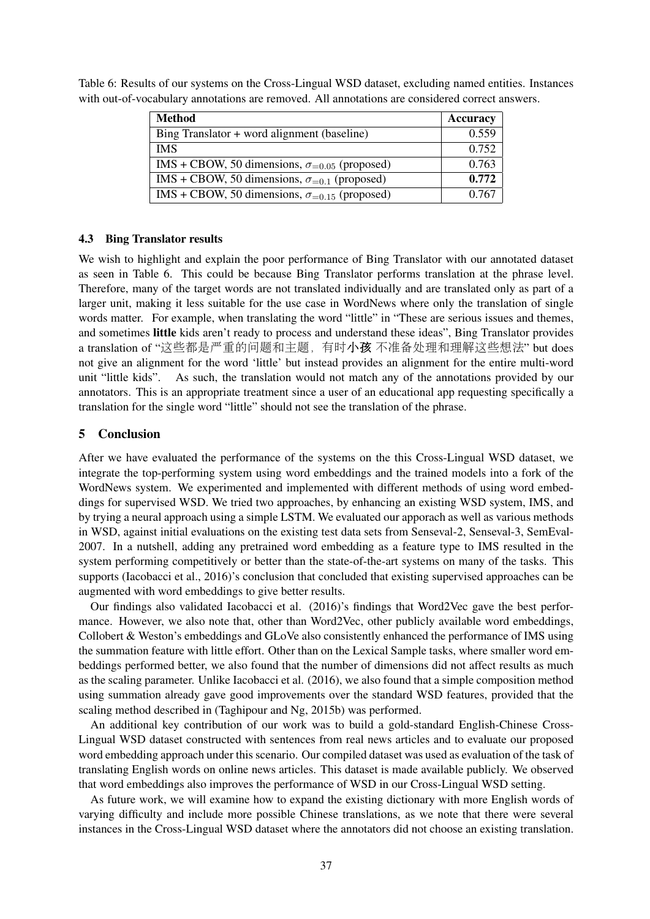Table 6: Results of our systems on the Cross-Lingual WSD dataset, excluding named entities. Instances with out-of-vocabulary annotations are removed. All annotations are considered correct answers.

| Method | Accuracy |
|---|---|
| Bing Translator + word alignment (baseline) | 0.559 |
| IMS | 0.752 |
| IMS + CBOW, 50 dimensions, $\sigma_{=0.05}$ (proposed) | 0.763 |
| IMS + CBOW, 50 dimensions, $\sigma_{=0.1}$ (proposed) | **0.772** |
| IMS + CBOW, 50 dimensions, $\sigma_{=0.15}$ (proposed) | 0.767 |

### 4.3 Bing Translator results

We wish to highlight and explain the poor performance of Bing Translator with our annotated dataset as seen in Table 6. This could be because Bing Translator performs translation at the phrase level. Therefore, many of the target words are not translated individually and are translated only as part of a larger unit, making it less suitable for the use case in WordNews where only the translation of single words matter. For example, when translating the word "little" in "These are serious issues and themes, and sometimes **little** kids aren't ready to process and understand these ideas", Bing Translator provides a translation of "这些都是严重的问题和主题，有时**小孩** 不准备处理和理解这些想法" but does not give an alignment for the word 'little' but instead provides an alignment for the entire multi-word unit "little kids". As such, the translation would not match any of the annotations provided by our annotators. This is an appropriate treatment since a user of an educational app requesting specifically a translation for the single word "little" should not see the translation of the phrase.

## 5 Conclusion

After we have evaluated the performance of the systems on the this Cross-Lingual WSD dataset, we integrate the top-performing system using word embeddings and the trained models into a fork of the WordNews system. We experimented and implemented with different methods of using word embeddings for supervised WSD. We tried two approaches, by enhancing an existing WSD system, IMS, and by trying a neural approach using a simple LSTM. We evaluated our apporach as well as various methods in WSD, against initial evaluations on the existing test data sets from Senseval-2, Senseval-3, SemEval-2007. In a nutshell, adding any pretrained word embedding as a feature type to IMS resulted in the system performing competitively or better than the state-of-the-art systems on many of the tasks. This supports (Iacobacci et al., 2016)'s conclusion that concluded that existing supervised approaches can be augmented with word embeddings to give better results.

Our findings also validated Iacobacci et al. (2016)'s findings that Word2Vec gave the best performance. However, we also note that, other than Word2Vec, other publicly available word embeddings, Collobert & Weston's embeddings and GLoVe also consistently enhanced the performance of IMS using the summation feature with little effort. Other than on the Lexical Sample tasks, where smaller word embeddings performed better, we also found that the number of dimensions did not affect results as much as the scaling parameter. Unlike Iacobacci et al. (2016), we also found that a simple composition method using summation already gave good improvements over the standard WSD features, provided that the scaling method described in (Taghipour and Ng, 2015b) was performed.

An additional key contribution of our work was to build a gold-standard English-Chinese Cross-Lingual WSD dataset constructed with sentences from real news articles and to evaluate our proposed word embedding approach under this scenario. Our compiled dataset was used as evaluation of the task of translating English words on online news articles. This dataset is made available publicly. We observed that word embeddings also improves the performance of WSD in our Cross-Lingual WSD setting.

As future work, we will examine how to expand the existing dictionary with more English words of varying difficulty and include more possible Chinese translations, as we note that there were several instances in the Cross-Lingual WSD dataset where the annotators did not choose an existing translation.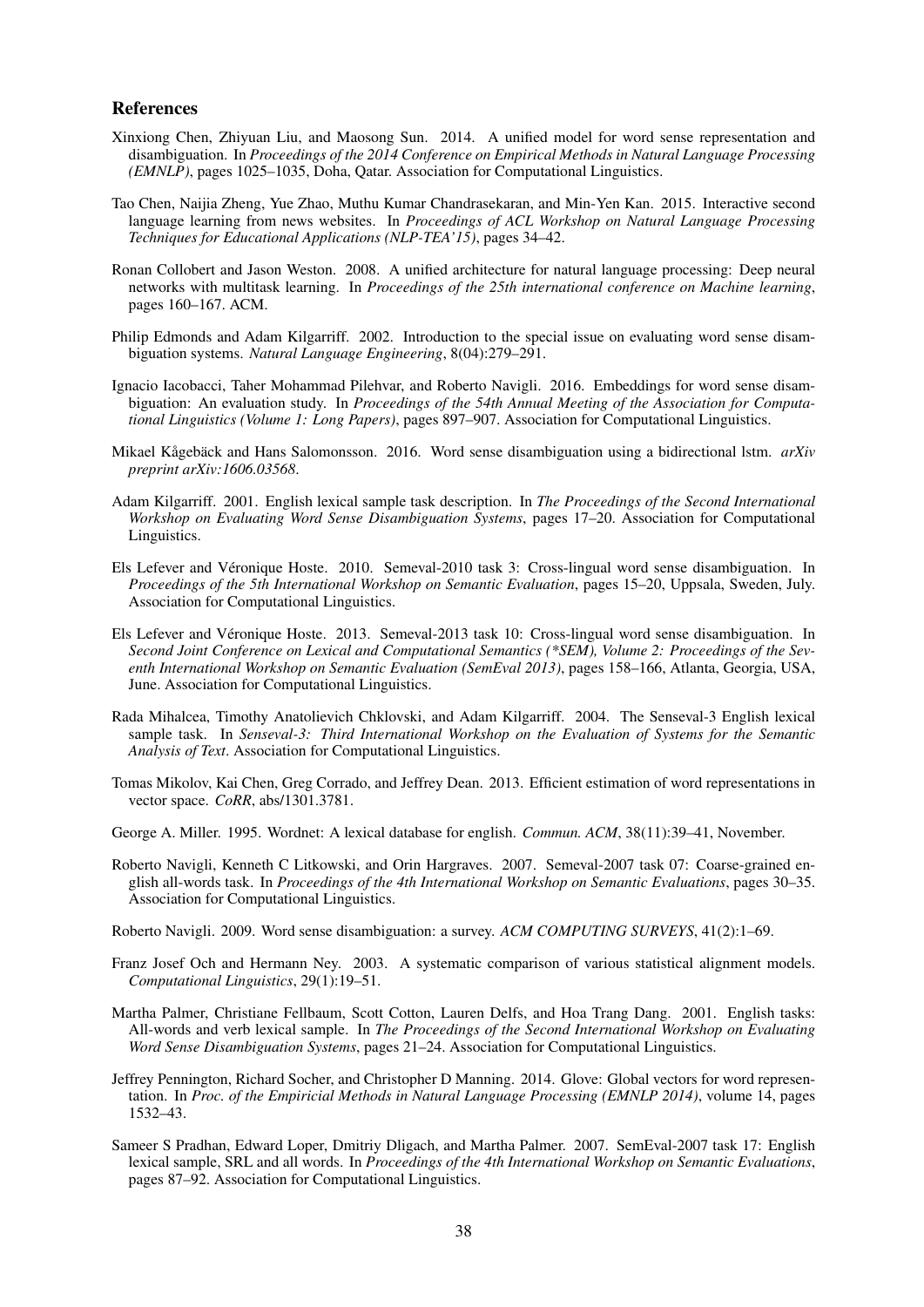## References

Xinxiong Chen, Zhiyuan Liu, and Maosong Sun. 2014. A unified model for word sense representation and disambiguation. In *Proceedings of the 2014 Conference on Empirical Methods in Natural Language Processing (EMNLP)*, pages 1025–1035, Doha, Qatar. Association for Computational Linguistics.

Tao Chen, Naijia Zheng, Yue Zhao, Muthu Kumar Chandrasekaran, and Min-Yen Kan. 2015. Interactive second language learning from news websites. In *Proceedings of ACL Workshop on Natural Language Processing Techniques for Educational Applications (NLP-TEA'15)*, pages 34–42.

Ronan Collobert and Jason Weston. 2008. A unified architecture for natural language processing: Deep neural networks with multitask learning. In *Proceedings of the 25th international conference on Machine learning*, pages 160–167. ACM.

Philip Edmonds and Adam Kilgarriff. 2002. Introduction to the special issue on evaluating word sense disambiguation systems. *Natural Language Engineering*, 8(04):279–291.

Ignacio Iacobacci, Taher Mohammad Pilehvar, and Roberto Navigli. 2016. Embeddings for word sense disambiguation: An evaluation study. In *Proceedings of the 54th Annual Meeting of the Association for Computational Linguistics (Volume 1: Long Papers)*, pages 897–907. Association for Computational Linguistics.

Mikael Kågebäck and Hans Salomonsson. 2016. Word sense disambiguation using a bidirectional lstm. *arXiv preprint arXiv:1606.03568*.

Adam Kilgarriff. 2001. English lexical sample task description. In *The Proceedings of the Second International Workshop on Evaluating Word Sense Disambiguation Systems*, pages 17–20. Association for Computational Linguistics.

Els Lefever and Véronique Hoste. 2010. Semeval-2010 task 3: Cross-lingual word sense disambiguation. In *Proceedings of the 5th International Workshop on Semantic Evaluation*, pages 15–20, Uppsala, Sweden, July. Association for Computational Linguistics.

Els Lefever and Véronique Hoste. 2013. Semeval-2013 task 10: Cross-lingual word sense disambiguation. In *Second Joint Conference on Lexical and Computational Semantics (*SEM), Volume 2: Proceedings of the Seventh International Workshop on Semantic Evaluation (SemEval 2013)*, pages 158–166, Atlanta, Georgia, USA, June. Association for Computational Linguistics.

Rada Mihalcea, Timothy Anatolievich Chklovski, and Adam Kilgarriff. 2004. The Senseval-3 English lexical sample task. In *Senseval-3: Third International Workshop on the Evaluation of Systems for the Semantic Analysis of Text*. Association for Computational Linguistics.

Tomas Mikolov, Kai Chen, Greg Corrado, and Jeffrey Dean. 2013. Efficient estimation of word representations in vector space. *CoRR*, abs/1301.3781.

George A. Miller. 1995. Wordnet: A lexical database for english. *Commun. ACM*, 38(11):39–41, November.

Roberto Navigli, Kenneth C Litkowski, and Orin Hargraves. 2007. Semeval-2007 task 07: Coarse-grained english all-words task. In *Proceedings of the 4th International Workshop on Semantic Evaluations*, pages 30–35. Association for Computational Linguistics.

Roberto Navigli. 2009. Word sense disambiguation: a survey. *ACM COMPUTING SURVEYS*, 41(2):1–69.

Franz Josef Och and Hermann Ney. 2003. A systematic comparison of various statistical alignment models. *Computational Linguistics*, 29(1):19–51.

Martha Palmer, Christiane Fellbaum, Scott Cotton, Lauren Delfs, and Hoa Trang Dang. 2001. English tasks: All-words and verb lexical sample. In *The Proceedings of the Second International Workshop on Evaluating Word Sense Disambiguation Systems*, pages 21–24. Association for Computational Linguistics.

Jeffrey Pennington, Richard Socher, and Christopher D Manning. 2014. Glove: Global vectors for word representation. In *Proc. of the Empiricial Methods in Natural Language Processing (EMNLP 2014)*, volume 14, pages 1532–43.

Sameer S Pradhan, Edward Loper, Dmitriy Dligach, and Martha Palmer. 2007. SemEval-2007 task 17: English lexical sample, SRL and all words. In *Proceedings of the 4th International Workshop on Semantic Evaluations*, pages 87–92. Association for Computational Linguistics.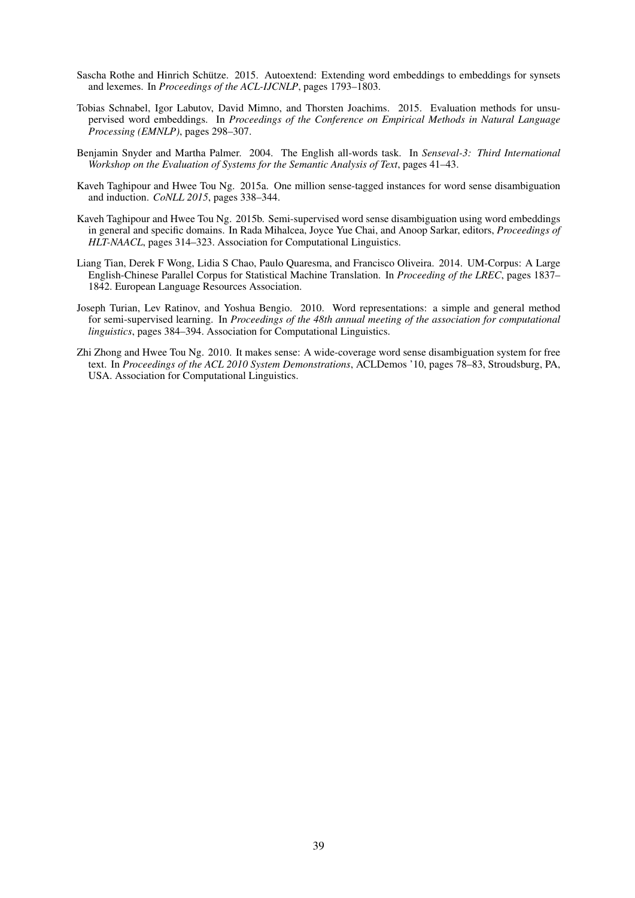Sascha Rothe and Hinrich Schütze. 2015. Autoextend: Extending word embeddings to embeddings for synsets and lexemes. In *Proceedings of the ACL-IJCNLP*, pages 1793–1803.

Tobias Schnabel, Igor Labutov, David Mimno, and Thorsten Joachims. 2015. Evaluation methods for unsupervised word embeddings. In *Proceedings of the Conference on Empirical Methods in Natural Language Processing (EMNLP)*, pages 298–307.

Benjamin Snyder and Martha Palmer. 2004. The English all-words task. In *Senseval-3: Third International Workshop on the Evaluation of Systems for the Semantic Analysis of Text*, pages 41–43.

Kaveh Taghipour and Hwee Tou Ng. 2015a. One million sense-tagged instances for word sense disambiguation and induction. *CoNLL 2015*, pages 338–344.

Kaveh Taghipour and Hwee Tou Ng. 2015b. Semi-supervised word sense disambiguation using word embeddings in general and specific domains. In Rada Mihalcea, Joyce Yue Chai, and Anoop Sarkar, editors, *Proceedings of HLT-NAACL*, pages 314–323. Association for Computational Linguistics.

Liang Tian, Derek F Wong, Lidia S Chao, Paulo Quaresma, and Francisco Oliveira. 2014. UM-Corpus: A Large English-Chinese Parallel Corpus for Statistical Machine Translation. In *Proceeding of the LREC*, pages 1837–1842. European Language Resources Association.

Joseph Turian, Lev Ratinov, and Yoshua Bengio. 2010. Word representations: a simple and general method for semi-supervised learning. In *Proceedings of the 48th annual meeting of the association for computational linguistics*, pages 384–394. Association for Computational Linguistics.

Zhi Zhong and Hwee Tou Ng. 2010. It makes sense: A wide-coverage word sense disambiguation system for free text. In *Proceedings of the ACL 2010 System Demonstrations*, ACLDemos '10, pages 78–83, Stroudsburg, PA, USA. Association for Computational Linguistics.